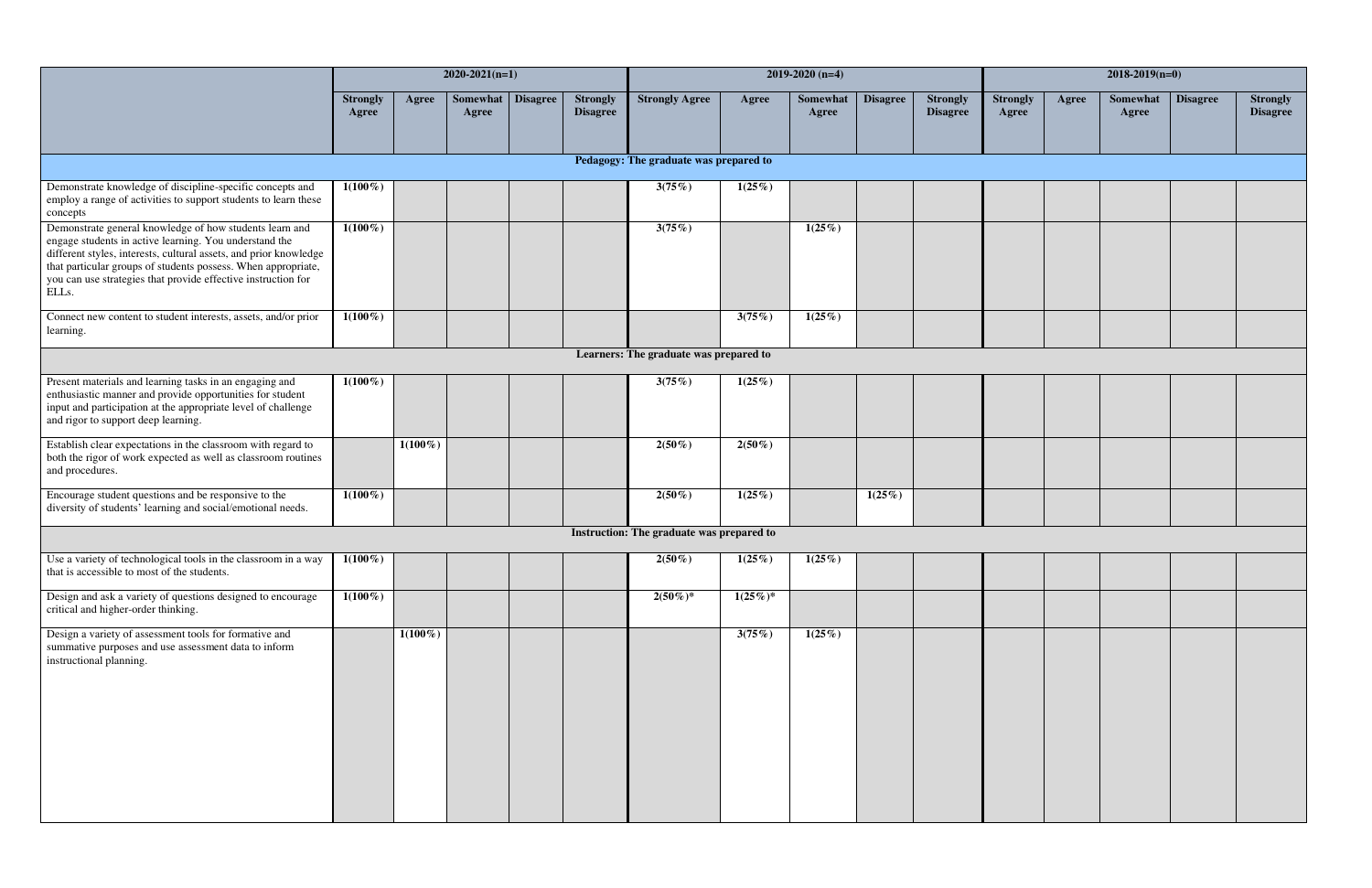| | 2020-2021(n=1) | | | | | 2019-2020 (n=4) | | | | | 2018-2019(n=0) | | | | |
|---|---|---|---|---|---|---|---|---|---|---|---|---|---|---|---|
| | Strongly Agree | Agree | Somewhat Agree | Disagree | Strongly Disagree | Strongly Agree | Agree | Somewhat Agree | Disagree | Strongly Disagree | Strongly Agree | Agree | Somewhat Agree | Disagree | Strongly Disagree |
| **Pedagogy: The graduate was prepared to** | | | | | | | | | | | | | | | |
| Demonstrate knowledge of discipline-specific concepts and employ a range of activities to support students to learn these concepts | 1(100%) | | | | | 3(75%) | 1(25%) | | | | | | | | |
| Demonstrate general knowledge of how students learn and engage students in active learning. You understand the different styles, interests, cultural assets, and prior knowledge that particular groups of students possess. When appropriate, you can use strategies that provide effective instruction for ELLs. | 1(100%) | | | | | 3(75%) | | 1(25%) | | | | | | | |
| Connect new content to student interests, assets, and/or prior learning. | 1(100%) | | | | | | 3(75%) | 1(25%) | | | | | | | |
| **Learners: The graduate was prepared to** | | | | | | | | | | | | | | | |
| Present materials and learning tasks in an engaging and enthusiastic manner and provide opportunities for student input and participation at the appropriate level of challenge and rigor to support deep learning. | 1(100%) | | | | | 3(75%) | 1(25%) | | | | | | | | |
| Establish clear expectations in the classroom with regard to both the rigor of work expected as well as classroom routines and procedures. | | 1(100%) | | | | 2(50%) | 2(50%) | | | | | | | | |
| Encourage student questions and be responsive to the diversity of students' learning and social/emotional needs. | 1(100%) | | | | | 2(50%) | 1(25%) | | 1(25%) | | | | | | |
| **Instruction: The graduate was prepared to** | | | | | | | | | | | | | | | |
| Use a variety of technological tools in the classroom in a way that is accessible to most of the students. | 1(100%) | | | | | 2(50%) | 1(25%) | 1(25%) | | | | | | | |
| Design and ask a variety of questions designed to encourage critical and higher-order thinking. | 1(100%) | | | | | 2(50%)* | 1(25%)* | | | | | | | | |
| Design a variety of assessment tools for formative and summative purposes and use assessment data to inform instructional planning. | | 1(100%) | | | | | 3(75%) | 1(25%) | | | | | | | |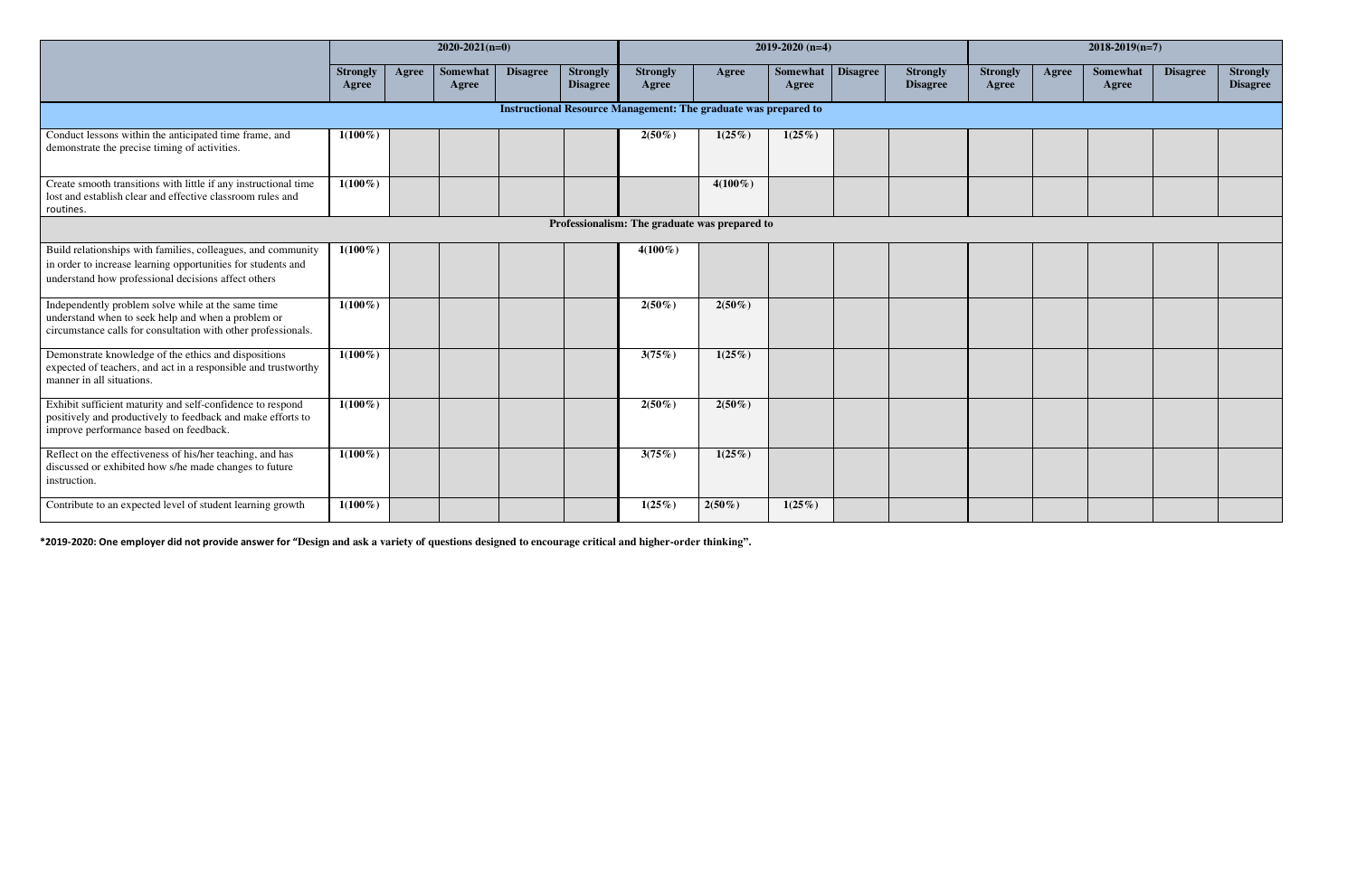| | 2020-2021(n=0) | | | | | 2019-2020 (n=4) | | | | | 2018-2019(n=7) | | | | |
|---|---|---|---|---|---|---|---|---|---|---|---|---|---|---|---|
| | Strongly Agree | Agree | Somewhat Agree | Disagree | Strongly Disagree | Strongly Agree | Agree | Somewhat Agree | Disagree | Strongly Disagree | Strongly Agree | Agree | Somewhat Agree | Disagree | Strongly Disagree |
| **Instructional Resource Management: The graduate was prepared to** | | | | | | | | | | | | | | | |
| Conduct lessons within the anticipated time frame, and demonstrate the precise timing of activities. | 1(100%) | | | | | 2(50%) | 1(25%) | 1(25%) | | | | | | | |
| Create smooth transitions with little if any instructional time lost and establish clear and effective classroom rules and routines. | 1(100%) | | | | | | 4(100%) | | | | | | | | |
| **Professionalism: The graduate was prepared to** | | | | | | | | | | | | | | | |
| Build relationships with families, colleagues, and community in order to increase learning opportunities for students and understand how professional decisions affect others | 1(100%) | | | | | 4(100%) | | | | | | | | | |
| Independently problem solve while at the same time understand when to seek help and when a problem or circumstance calls for consultation with other professionals. | 1(100%) | | | | | 2(50%) | 2(50%) | | | | | | | | |
| Demonstrate knowledge of the ethics and dispositions expected of teachers, and act in a responsible and trustworthy manner in all situations. | 1(100%) | | | | | 3(75%) | 1(25%) | | | | | | | | |
| Exhibit sufficient maturity and self-confidence to respond positively and productively to feedback and make efforts to improve performance based on feedback. | 1(100%) | | | | | 2(50%) | 2(50%) | | | | | | | | |
| Reflect on the effectiveness of his/her teaching, and has discussed or exhibited how s/he made changes to future instruction. | 1(100%) | | | | | 3(75%) | 1(25%) | | | | | | | | |
| Contribute to an expected level of student learning growth | 1(100%) | | | | | 1(25%) | 2(50%) | 1(25%) | | | | | | | |

**\*2019-2020: One employer did not provide answer for "Design and ask a variety of questions designed to encourage critical and higher-order thinking".**